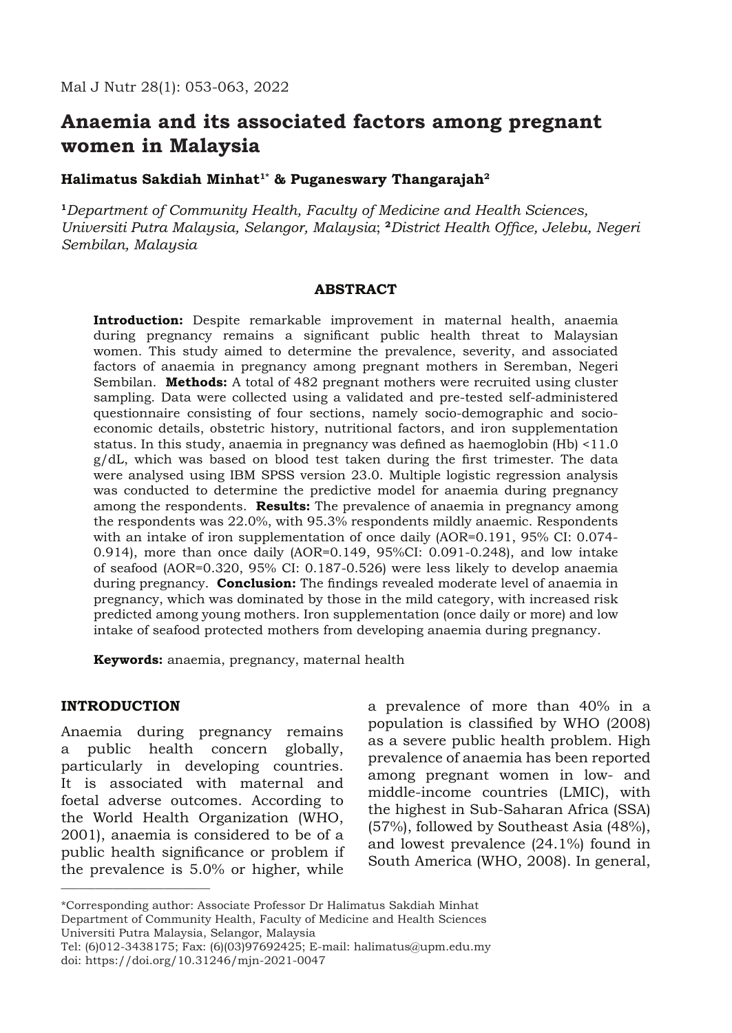# Anaemia and its associated factors among pregnant women in Malaysia

**Halimatus Sakdiah Minhat[1*] & Puganeswary Thangarajah[2]**

[1]*Department of Community Health, Faculty of Medicine and Health Sciences, Universiti Putra Malaysia, Selangor, Malaysia*; [2]*District Health Office, Jelebu, Negeri Sembilan, Malaysia*

## ABSTRACT

**Introduction:** Despite remarkable improvement in maternal health, anaemia during pregnancy remains a significant public health threat to Malaysian women. This study aimed to determine the prevalence, severity, and associated factors of anaemia in pregnancy among pregnant mothers in Seremban, Negeri Sembilan. **Methods:** A total of 482 pregnant mothers were recruited using cluster sampling. Data were collected using a validated and pre-tested self-administered questionnaire consisting of four sections, namely socio-demographic and socio-economic details, obstetric history, nutritional factors, and iron supplementation status. In this study, anaemia in pregnancy was defined as haemoglobin (Hb) <11.0 g/dL, which was based on blood test taken during the first trimester. The data were analysed using IBM SPSS version 23.0. Multiple logistic regression analysis was conducted to determine the predictive model for anaemia during pregnancy among the respondents. **Results:** The prevalence of anaemia in pregnancy among the respondents was 22.0%, with 95.3% respondents mildly anaemic. Respondents with an intake of iron supplementation of once daily (AOR=0.191, 95% CI: 0.074-0.914), more than once daily (AOR=0.149, 95%CI: 0.091-0.248), and low intake of seafood (AOR=0.320, 95% CI: 0.187-0.526) were less likely to develop anaemia during pregnancy. **Conclusion:** The findings revealed moderate level of anaemia in pregnancy, which was dominated by those in the mild category, with increased risk predicted among young mothers. Iron supplementation (once daily or more) and low intake of seafood protected mothers from developing anaemia during pregnancy.

**Keywords:** anaemia, pregnancy, maternal health

## INTRODUCTION

Anaemia during pregnancy remains a public health concern globally, particularly in developing countries. It is associated with maternal and foetal adverse outcomes. According to the World Health Organization (WHO, 2001), anaemia is considered to be of a public health significance or problem if the prevalence is 5.0% or higher, while a prevalence of more than 40% in a population is classified by WHO (2008) as a severe public health problem. High prevalence of anaemia has been reported among pregnant women in low- and middle-income countries (LMIC), with the highest in Sub-Saharan Africa (SSA) (57%), followed by Southeast Asia (48%), and lowest prevalence (24.1%) found in South America (WHO, 2008). In general,

---

*Corresponding author: Associate Professor Dr Halimatus Sakdiah Minhat
Department of Community Health, Faculty of Medicine and Health Sciences
Universiti Putra Malaysia, Selangor, Malaysia
Tel: (6)012-3438175; Fax: (6)(03)97692425; E-mail: halimatus@upm.edu.my
doi: https://doi.org/10.31246/mjn-2021-0047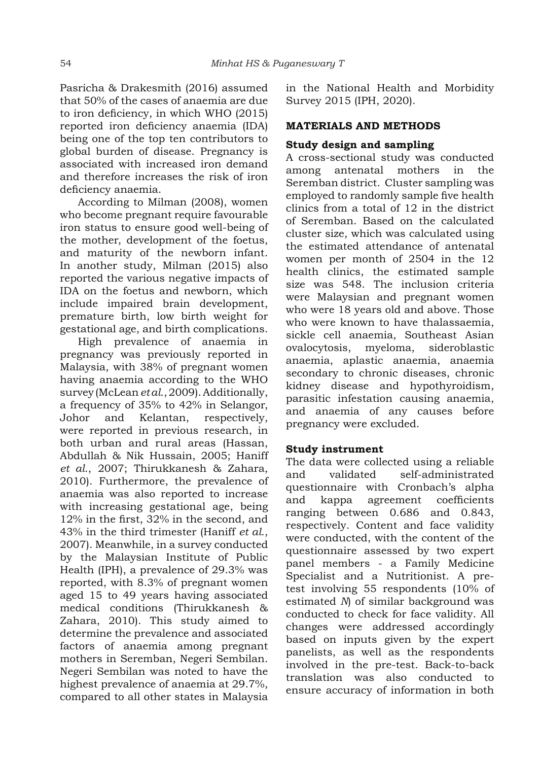Pasricha & Drakesmith (2016) assumed that 50% of the cases of anaemia are due to iron deficiency, in which WHO (2015) reported iron deficiency anaemia (IDA) being one of the top ten contributors to global burden of disease. Pregnancy is associated with increased iron demand and therefore increases the risk of iron deficiency anaemia.

According to Milman (2008), women who become pregnant require favourable iron status to ensure good well-being of the mother, development of the foetus, and maturity of the newborn infant. In another study, Milman (2015) also reported the various negative impacts of IDA on the foetus and newborn, which include impaired brain development, premature birth, low birth weight for gestational age, and birth complications.

High prevalence of anaemia in pregnancy was previously reported in Malaysia, with 38% of pregnant women having anaemia according to the WHO survey (McLean *et al.*, 2009). Additionally, a frequency of 35% to 42% in Selangor, Johor and Kelantan, respectively, were reported in previous research, in both urban and rural areas (Hassan, Abdullah & Nik Hussain, 2005; Haniff *et al.*, 2007; Thirukkanesh & Zahara, 2010). Furthermore, the prevalence of anaemia was also reported to increase with increasing gestational age, being 12% in the first, 32% in the second, and 43% in the third trimester (Haniff *et al.*, 2007). Meanwhile, in a survey conducted by the Malaysian Institute of Public Health (IPH), a prevalence of 29.3% was reported, with 8.3% of pregnant women aged 15 to 49 years having associated medical conditions (Thirukkanesh & Zahara, 2010). This study aimed to determine the prevalence and associated factors of anaemia among pregnant mothers in Seremban, Negeri Sembilan. Negeri Sembilan was noted to have the highest prevalence of anaemia at 29.7%, compared to all other states in Malaysia in the National Health and Morbidity Survey 2015 (IPH, 2020).

## MATERIALS AND METHODS

### Study design and sampling

A cross-sectional study was conducted among antenatal mothers in the Seremban district. Cluster sampling was employed to randomly sample five health clinics from a total of 12 in the district of Seremban. Based on the calculated cluster size, which was calculated using the estimated attendance of antenatal women per month of 2504 in the 12 health clinics, the estimated sample size was 548. The inclusion criteria were Malaysian and pregnant women who were 18 years old and above. Those who were known to have thalassaemia, sickle cell anaemia, Southeast Asian ovalocytosis, myeloma, sideroblastic anaemia, aplastic anaemia, anaemia secondary to chronic diseases, chronic kidney disease and hypothyroidism, parasitic infestation causing anaemia, and anaemia of any causes before pregnancy were excluded.

### Study instrument

The data were collected using a reliable and validated self-administrated questionnaire with Cronbach's alpha and kappa agreement coefficients ranging between 0.686 and 0.843, respectively. Content and face validity were conducted, with the content of the questionnaire assessed by two expert panel members - a Family Medicine Specialist and a Nutritionist. A pre-test involving 55 respondents (10% of estimated *N*) of similar background was conducted to check for face validity. All changes were addressed accordingly based on inputs given by the expert panelists, as well as the respondents involved in the pre-test. Back-to-back translation was also conducted to ensure accuracy of information in both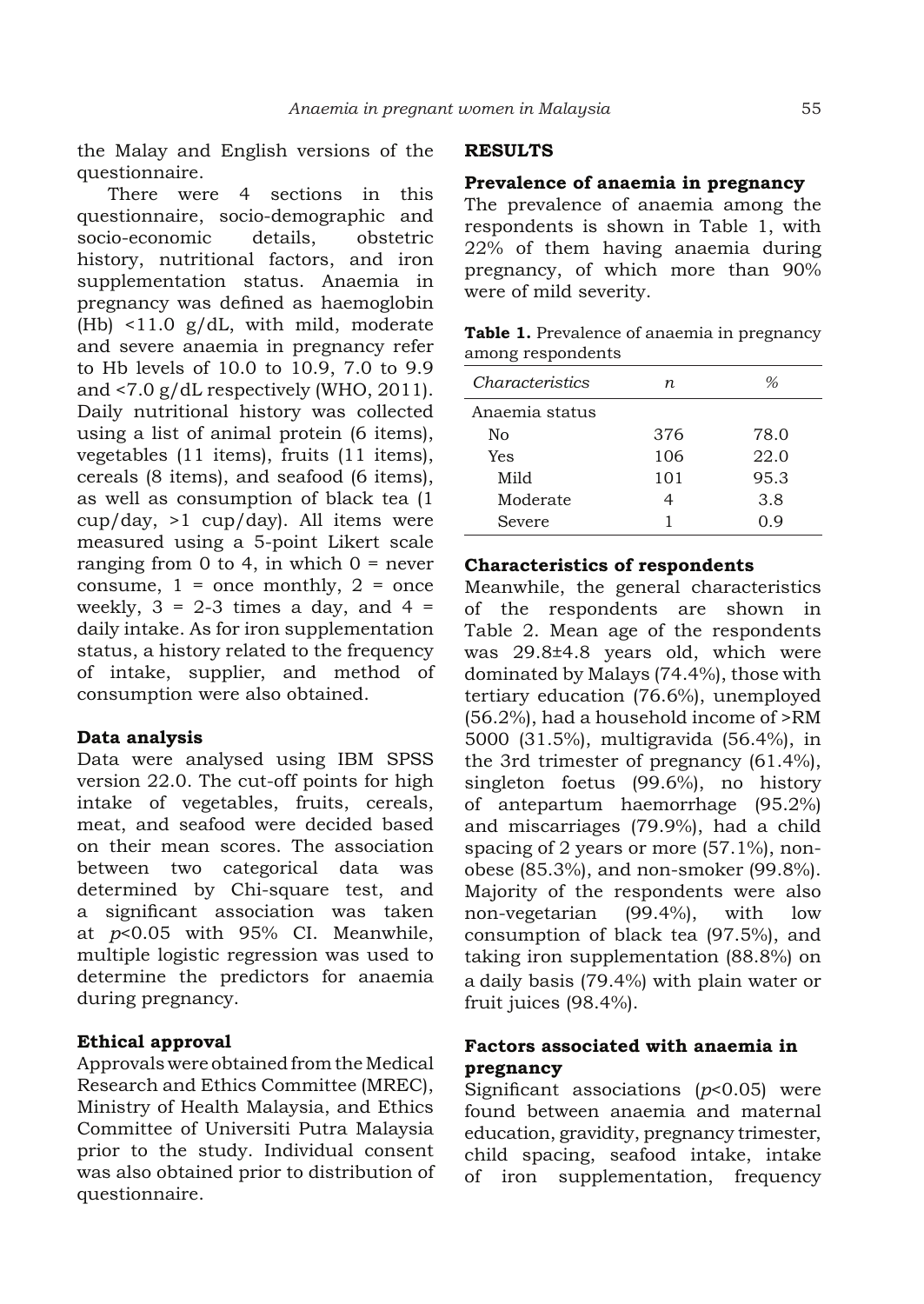the Malay and English versions of the questionnaire.

There were 4 sections in this questionnaire, socio-demographic and socio-economic details, obstetric history, nutritional factors, and iron supplementation status. Anaemia in pregnancy was defined as haemoglobin (Hb) <11.0 g/dL, with mild, moderate and severe anaemia in pregnancy refer to Hb levels of 10.0 to 10.9, 7.0 to 9.9 and <7.0 g/dL respectively (WHO, 2011). Daily nutritional history was collected using a list of animal protein (6 items), vegetables (11 items), fruits (11 items), cereals (8 items), and seafood (6 items), as well as consumption of black tea (1 cup/day, >1 cup/day). All items were measured using a 5-point Likert scale ranging from 0 to 4, in which 0 = never consume, 1 = once monthly, 2 = once weekly, 3 = 2-3 times a day, and 4 = daily intake. As for iron supplementation status, a history related to the frequency of intake, supplier, and method of consumption were also obtained.

**Data analysis**

Data were analysed using IBM SPSS version 22.0. The cut-off points for high intake of vegetables, fruits, cereals, meat, and seafood were decided based on their mean scores. The association between two categorical data was determined by Chi-square test, and a significant association was taken at $p<0.05$ with 95% CI. Meanwhile, multiple logistic regression was used to determine the predictors for anaemia during pregnancy.

**Ethical approval**

Approvals were obtained from the Medical Research and Ethics Committee (MREC), Ministry of Health Malaysia, and Ethics Committee of Universiti Putra Malaysia prior to the study. Individual consent was also obtained prior to distribution of questionnaire.

## RESULTS

**Prevalence of anaemia in pregnancy**

The prevalence of anaemia among the respondents is shown in Table 1, with 22% of them having anaemia during pregnancy, of which more than 90% were of mild severity.

**Table 1.** Prevalence of anaemia in pregnancy among respondents

| *Characteristics* | *n* | *%* |
|---|---|---|
| Anaemia status | | |
| No | 376 | 78.0 |
| Yes | 106 | 22.0 |
| Mild | 101 | 95.3 |
| Moderate | 4 | 3.8 |
| Severe | 1 | 0.9 |

**Characteristics of respondents**

Meanwhile, the general characteristics of the respondents are shown in Table 2. Mean age of the respondents was 29.8±4.8 years old, which were dominated by Malays (74.4%), those with tertiary education (76.6%), unemployed (56.2%), had a household income of >RM 5000 (31.5%), multigravida (56.4%), in the 3rd trimester of pregnancy (61.4%), singleton foetus (99.6%), no history of antepartum haemorrhage (95.2%) and miscarriages (79.9%), had a child spacing of 2 years or more (57.1%), non-obese (85.3%), and non-smoker (99.8%). Majority of the respondents were also non-vegetarian (99.4%), with low consumption of black tea (97.5%), and taking iron supplementation (88.8%) on a daily basis (79.4%) with plain water or fruit juices (98.4%).

**Factors associated with anaemia in pregnancy**

Significant associations ($p<0.05$) were found between anaemia and maternal education, gravidity, pregnancy trimester, child spacing, seafood intake, intake of iron supplementation, frequency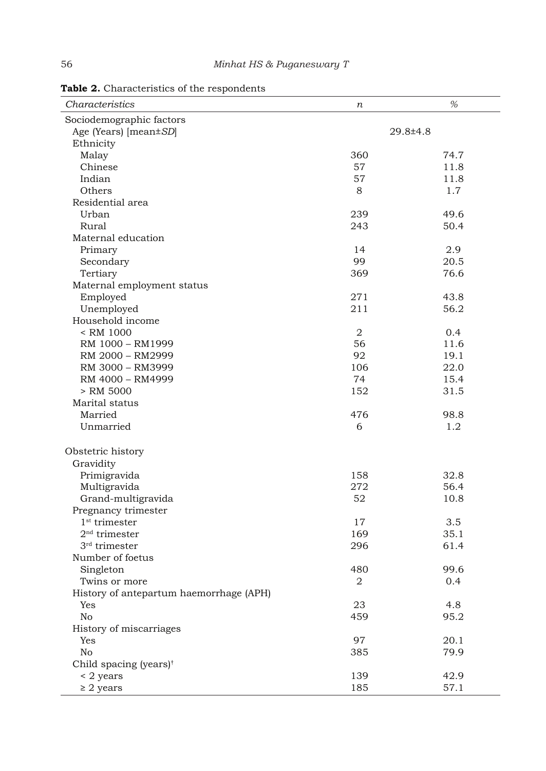**Table 2.** Characteristics of the respondents

| *Characteristics* | *n* | *%* |
|---|---|---|
| Sociodemographic factors | | |
| Age (Years) [mean±*SD*] | 29.8±4.8 | |
| Ethnicity | | |
| Malay | 360 | 74.7 |
| Chinese | 57 | 11.8 |
| Indian | 57 | 11.8 |
| Others | 8 | 1.7 |
| Residential area | | |
| Urban | 239 | 49.6 |
| Rural | 243 | 50.4 |
| Maternal education | | |
| Primary | 14 | 2.9 |
| Secondary | 99 | 20.5 |
| Tertiary | 369 | 76.6 |
| Maternal employment status | | |
| Employed | 271 | 43.8 |
| Unemployed | 211 | 56.2 |
| Household income | | |
| < RM 1000 | 2 | 0.4 |
| RM 1000 – RM1999 | 56 | 11.6 |
| RM 2000 – RM2999 | 92 | 19.1 |
| RM 3000 – RM3999 | 106 | 22.0 |
| RM 4000 – RM4999 | 74 | 15.4 |
| > RM 5000 | 152 | 31.5 |
| Marital status | | |
| Married | 476 | 98.8 |
| Unmarried | 6 | 1.2 |
| Obstetric history | | |
| Gravidity | | |
| Primigravida | 158 | 32.8 |
| Multigravida | 272 | 56.4 |
| Grand-multigravida | 52 | 10.8 |
| Pregnancy trimester | | |
| 1st trimester | 17 | 3.5 |
| 2nd trimester | 169 | 35.1 |
| 3rd trimester | 296 | 61.4 |
| Number of foetus | | |
| Singleton | 480 | 99.6 |
| Twins or more | 2 | 0.4 |
| History of antepartum haemorrhage (APH) | | |
| Yes | 23 | 4.8 |
| No | 459 | 95.2 |
| History of miscarriages | | |
| Yes | 97 | 20.1 |
| No | 385 | 79.9 |
| Child spacing (years)[†] | | |
| < 2 years | 139 | 42.9 |
| ≥ 2 years | 185 | 57.1 |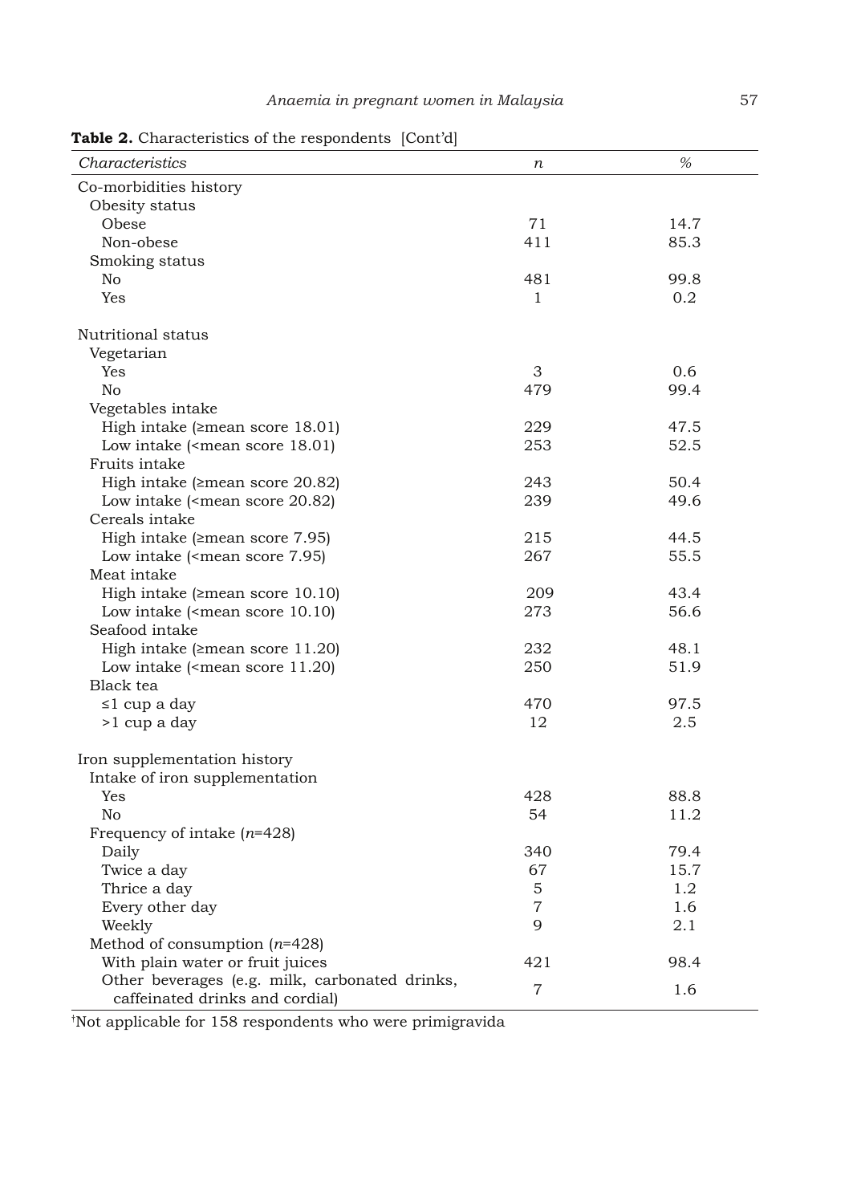**Table 2.** Characteristics of the respondents [Cont'd]

| *Characteristics* | *n* | *%* |
|---|---|---|
| Co-morbidities history | | |
| Obesity status | | |
| Obese | 71 | 14.7 |
| Non-obese | 411 | 85.3 |
| Smoking status | | |
| No | 481 | 99.8 |
| Yes | 1 | 0.2 |
| Nutritional status | | |
| Vegetarian | | |
| Yes | 3 | 0.6 |
| No | 479 | 99.4 |
| Vegetables intake | | |
| High intake (≥mean score 18.01) | 229 | 47.5 |
| Low intake (<mean score 18.01) | 253 | 52.5 |
| Fruits intake | | |
| High intake (≥mean score 20.82) | 243 | 50.4 |
| Low intake (<mean score 20.82) | 239 | 49.6 |
| Cereals intake | | |
| High intake (≥mean score 7.95) | 215 | 44.5 |
| Low intake (<mean score 7.95) | 267 | 55.5 |
| Meat intake | | |
| High intake (≥mean score 10.10) | 209 | 43.4 |
| Low intake (<mean score 10.10) | 273 | 56.6 |
| Seafood intake | | |
| High intake (≥mean score 11.20) | 232 | 48.1 |
| Low intake (<mean score 11.20) | 250 | 51.9 |
| Black tea | | |
| ≤1 cup a day | 470 | 97.5 |
| >1 cup a day | 12 | 2.5 |
| Iron supplementation history | | |
| Intake of iron supplementation | | |
| Yes | 428 | 88.8 |
| No | 54 | 11.2 |
| Frequency of intake (*n*=428) | | |
| Daily | 340 | 79.4 |
| Twice a day | 67 | 15.7 |
| Thrice a day | 5 | 1.2 |
| Every other day | 7 | 1.6 |
| Weekly | 9 | 2.1 |
| Method of consumption (*n*=428) | | |
| With plain water or fruit juices | 421 | 98.4 |
| Other beverages (e.g. milk, carbonated drinks, caffeinated drinks and cordial) | 7 | 1.6 |

[†]Not applicable for 158 respondents who were primigravida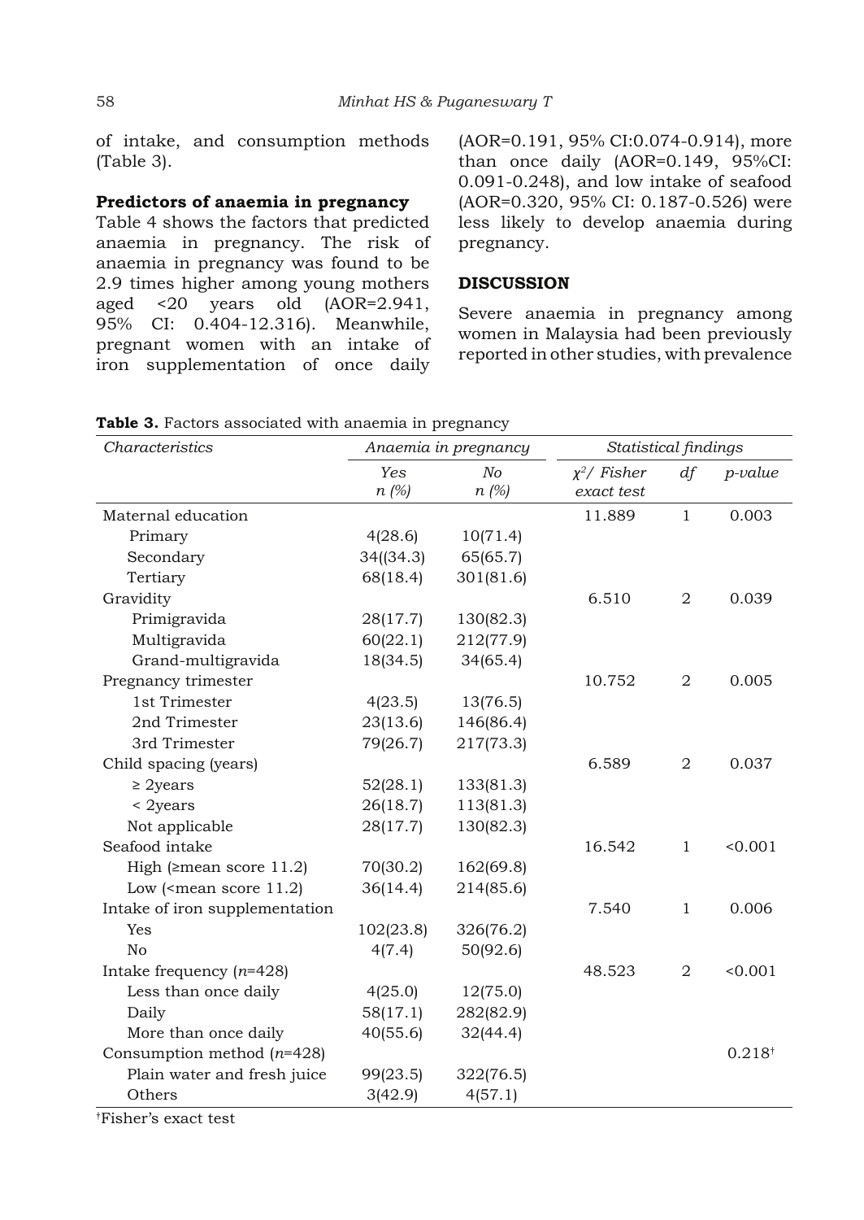of intake, and consumption methods (Table 3).

**Predictors of anaemia in pregnancy**

Table 4 shows the factors that predicted anaemia in pregnancy. The risk of anaemia in pregnancy was found to be 2.9 times higher among young mothers aged <20 years old (AOR=2.941, 95% CI: 0.404-12.316). Meanwhile, pregnant women with an intake of iron supplementation of once daily (AOR=0.191, 95% CI:0.074-0.914), more than once daily (AOR=0.149, 95%CI: 0.091-0.248), and low intake of seafood (AOR=0.320, 95% CI: 0.187-0.526) were less likely to develop anaemia during pregnancy.

**DISCUSSION**

Severe anaemia in pregnancy among women in Malaysia had been previously reported in other studies, with prevalence

**Table 3.** Factors associated with anaemia in pregnancy

| *Characteristics* | *Anaemia in pregnancy* | | *Statistical findings* | | |
|---|---|---|---|---|---|
| | *Yes n (%)* | *No n (%)* | *$\chi^2$/ Fisher exact test* | *df* | *p-value* |
| Maternal education | | | 11.889 | 1 | 0.003 |
| Primary | 4(28.6) | 10(71.4) | | | |
| Secondary | 34((34.3) | 65(65.7) | | | |
| Tertiary | 68(18.4) | 301(81.6) | | | |
| Gravidity | | | 6.510 | 2 | 0.039 |
| Primigravida | 28(17.7) | 130(82.3) | | | |
| Multigravida | 60(22.1) | 212(77.9) | | | |
| Grand-multigravida | 18(34.5) | 34(65.4) | | | |
| Pregnancy trimester | | | 10.752 | 2 | 0.005 |
| 1st Trimester | 4(23.5) | 13(76.5) | | | |
| 2nd Trimester | 23(13.6) | 146(86.4) | | | |
| 3rd Trimester | 79(26.7) | 217(73.3) | | | |
| Child spacing (years) | | | 6.589 | 2 | 0.037 |
| ≥ 2years | 52(28.1) | 133(81.3) | | | |
| < 2years | 26(18.7) | 113(81.3) | | | |
| Not applicable | 28(17.7) | 130(82.3) | | | |
| Seafood intake | | | 16.542 | 1 | <0.001 |
| High (≥mean score 11.2) | 70(30.2) | 162(69.8) | | | |
| Low (<mean score 11.2) | 36(14.4) | 214(85.6) | | | |
| Intake of iron supplementation | | | 7.540 | 1 | 0.006 |
| Yes | 102(23.8) | 326(76.2) | | | |
| No | 4(7.4) | 50(92.6) | | | |
| Intake frequency (*n*=428) | | | 48.523 | 2 | <0.001 |
| Less than once daily | 4(25.0) | 12(75.0) | | | |
| Daily | 58(17.1) | 282(82.9) | | | |
| More than once daily | 40(55.6) | 32(44.4) | | | |
| Consumption method (*n*=428) | | | | | 0.218[†] |
| Plain water and fresh juice | 99(23.5) | 322(76.5) | | | |
| Others | 3(42.9) | 4(57.1) | | | |

[†]Fisher's exact test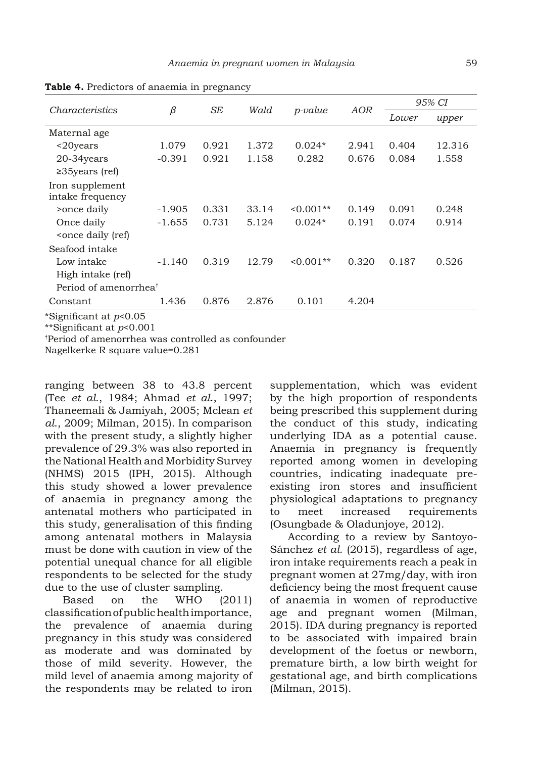**Table 4.** Predictors of anaemia in pregnancy

| *Characteristics* | *β* | *SE* | *Wald* | *p-value* | *AOR* | *95% CI* | |
|---|---|---|---|---|---|---|---|
| | | | | | | *Lower* | *upper* |
| Maternal age | | | | | | | |
| <20years | 1.079 | 0.921 | 1.372 | 0.024* | 2.941 | 0.404 | 12.316 |
| 20-34years | -0.391 | 0.921 | 1.158 | 0.282 | 0.676 | 0.084 | 1.558 |
| ≥35years (ref) | | | | | | | |
| Iron supplement intake frequency | | | | | | | |
| >once daily | -1.905 | 0.331 | 33.14 | <0.001** | 0.149 | 0.091 | 0.248 |
| Once daily | -1.655 | 0.731 | 5.124 | 0.024* | 0.191 | 0.074 | 0.914 |
| <once daily (ref) | | | | | | | |
| Seafood intake | | | | | | | |
| Low intake | -1.140 | 0.319 | 12.79 | <0.001** | 0.320 | 0.187 | 0.526 |
| High intake (ref) | | | | | | | |
| Period of amenorrhea† | | | | | | | |
| Constant | 1.436 | 0.876 | 2.876 | 0.101 | 4.204 | | |

*Significant at $p<0.05$

**Significant at $p<0.001$

†Period of amenorrhea was controlled as confounder

Nagelkerke R square value=0.281

ranging between 38 to 43.8 percent (Tee *et al.*, 1984; Ahmad *et al.*, 1997; Thaneemali & Jamiyah, 2005; Mclean *et al.*, 2009; Milman, 2015). In comparison with the present study, a slightly higher prevalence of 29.3% was also reported in the National Health and Morbidity Survey (NHMS) 2015 (IPH, 2015). Although this study showed a lower prevalence of anaemia in pregnancy among the antenatal mothers who participated in this study, generalisation of this finding among antenatal mothers in Malaysia must be done with caution in view of the potential unequal chance for all eligible respondents to be selected for the study due to the use of cluster sampling.

Based on the WHO (2011) classification of public health importance, the prevalence of anaemia during pregnancy in this study was considered as moderate and was dominated by those of mild severity. However, the mild level of anaemia among majority of the respondents may be related to iron supplementation, which was evident by the high proportion of respondents being prescribed this supplement during the conduct of this study, indicating underlying IDA as a potential cause. Anaemia in pregnancy is frequently reported among women in developing countries, indicating inadequate pre-existing iron stores and insufficient physiological adaptations to pregnancy to meet increased requirements (Osungbade & Oladunjoye, 2012).

According to a review by Santoyo-Sánchez *et al.* (2015), regardless of age, iron intake requirements reach a peak in pregnant women at 27mg/day, with iron deficiency being the most frequent cause of anaemia in women of reproductive age and pregnant women (Milman, 2015). IDA during pregnancy is reported to be associated with impaired brain development of the foetus or newborn, premature birth, a low birth weight for gestational age, and birth complications (Milman, 2015).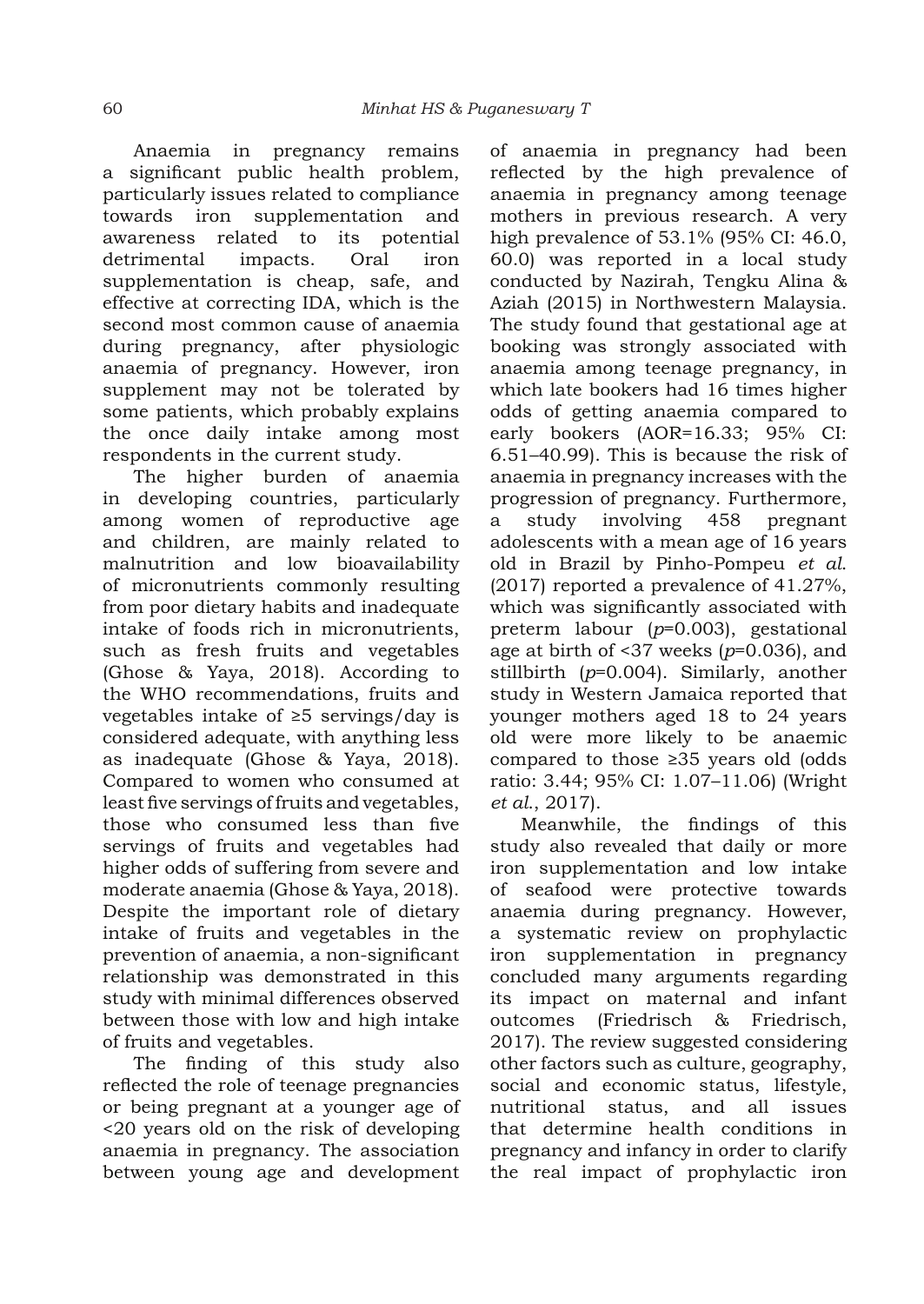Anaemia in pregnancy remains a significant public health problem, particularly issues related to compliance towards iron supplementation and awareness related to its potential detrimental impacts. Oral iron supplementation is cheap, safe, and effective at correcting IDA, which is the second most common cause of anaemia during pregnancy, after physiologic anaemia of pregnancy. However, iron supplement may not be tolerated by some patients, which probably explains the once daily intake among most respondents in the current study.

The higher burden of anaemia in developing countries, particularly among women of reproductive age and children, are mainly related to malnutrition and low bioavailability of micronutrients commonly resulting from poor dietary habits and inadequate intake of foods rich in micronutrients, such as fresh fruits and vegetables (Ghose & Yaya, 2018). According to the WHO recommendations, fruits and vegetables intake of ≥5 servings/day is considered adequate, with anything less as inadequate (Ghose & Yaya, 2018). Compared to women who consumed at least five servings of fruits and vegetables, those who consumed less than five servings of fruits and vegetables had higher odds of suffering from severe and moderate anaemia (Ghose & Yaya, 2018). Despite the important role of dietary intake of fruits and vegetables in the prevention of anaemia, a non-significant relationship was demonstrated in this study with minimal differences observed between those with low and high intake of fruits and vegetables.

The finding of this study also reflected the role of teenage pregnancies or being pregnant at a younger age of <20 years old on the risk of developing anaemia in pregnancy. The association between young age and development of anaemia in pregnancy had been reflected by the high prevalence of anaemia in pregnancy among teenage mothers in previous research. A very high prevalence of 53.1% (95% CI: 46.0, 60.0) was reported in a local study conducted by Nazirah, Tengku Alina & Aziah (2015) in Northwestern Malaysia. The study found that gestational age at booking was strongly associated with anaemia among teenage pregnancy, in which late bookers had 16 times higher odds of getting anaemia compared to early bookers (AOR=16.33; 95% CI: 6.51–40.99). This is because the risk of anaemia in pregnancy increases with the progression of pregnancy. Furthermore, a study involving 458 pregnant adolescents with a mean age of 16 years old in Brazil by Pinho-Pompeu *et al.* (2017) reported a prevalence of 41.27%, which was significantly associated with preterm labour ($p$=0.003), gestational age at birth of <37 weeks ($p$=0.036), and stillbirth ($p$=0.004). Similarly, another study in Western Jamaica reported that younger mothers aged 18 to 24 years old were more likely to be anaemic compared to those ≥35 years old (odds ratio: 3.44; 95% CI: 1.07–11.06) (Wright *et al.*, 2017).

Meanwhile, the findings of this study also revealed that daily or more iron supplementation and low intake of seafood were protective towards anaemia during pregnancy. However, a systematic review on prophylactic iron supplementation in pregnancy concluded many arguments regarding its impact on maternal and infant outcomes (Friedrisch & Friedrisch, 2017). The review suggested considering other factors such as culture, geography, social and economic status, lifestyle, nutritional status, and all issues that determine health conditions in pregnancy and infancy in order to clarify the real impact of prophylactic iron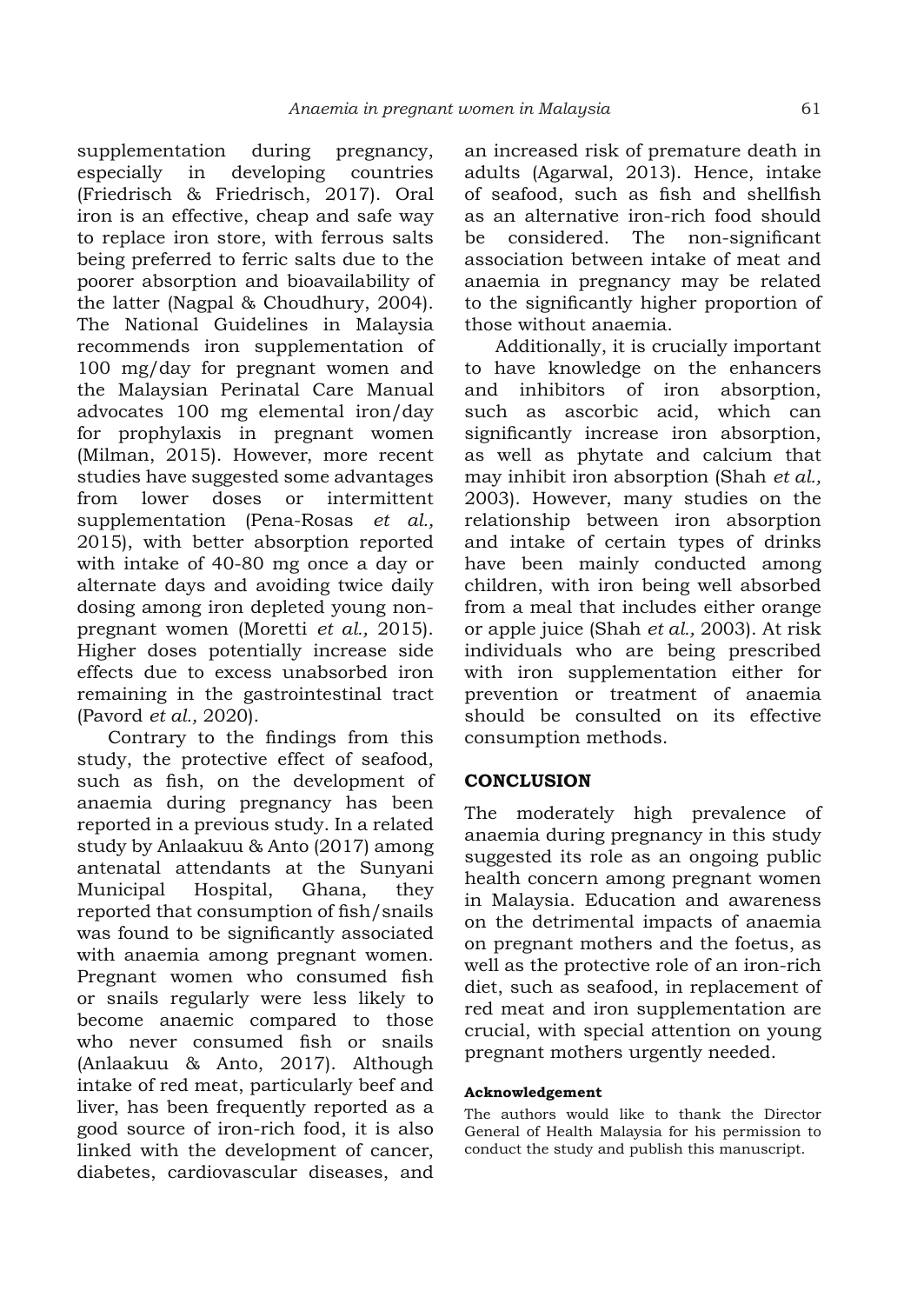supplementation during pregnancy, especially in developing countries (Friedrisch & Friedrisch, 2017). Oral iron is an effective, cheap and safe way to replace iron store, with ferrous salts being preferred to ferric salts due to the poorer absorption and bioavailability of the latter (Nagpal & Choudhury, 2004). The National Guidelines in Malaysia recommends iron supplementation of 100 mg/day for pregnant women and the Malaysian Perinatal Care Manual advocates 100 mg elemental iron/day for prophylaxis in pregnant women (Milman, 2015). However, more recent studies have suggested some advantages from lower doses or intermittent supplementation (Pena-Rosas *et al.,* 2015), with better absorption reported with intake of 40-80 mg once a day or alternate days and avoiding twice daily dosing among iron depleted young non-pregnant women (Moretti *et al.,* 2015). Higher doses potentially increase side effects due to excess unabsorbed iron remaining in the gastrointestinal tract (Pavord *et al.,* 2020).

Contrary to the findings from this study, the protective effect of seafood, such as fish, on the development of anaemia during pregnancy has been reported in a previous study. In a related study by Anlaakuu & Anto (2017) among antenatal attendants at the Sunyani Municipal Hospital, Ghana, they reported that consumption of fish/snails was found to be significantly associated with anaemia among pregnant women. Pregnant women who consumed fish or snails regularly were less likely to become anaemic compared to those who never consumed fish or snails (Anlaakuu & Anto, 2017). Although intake of red meat, particularly beef and liver, has been frequently reported as a good source of iron-rich food, it is also linked with the development of cancer, diabetes, cardiovascular diseases, and an increased risk of premature death in adults (Agarwal, 2013). Hence, intake of seafood, such as fish and shellfish as an alternative iron-rich food should be considered. The non-significant association between intake of meat and anaemia in pregnancy may be related to the significantly higher proportion of those without anaemia.

Additionally, it is crucially important to have knowledge on the enhancers and inhibitors of iron absorption, such as ascorbic acid, which can significantly increase iron absorption, as well as phytate and calcium that may inhibit iron absorption (Shah *et al.,* 2003). However, many studies on the relationship between iron absorption and intake of certain types of drinks have been mainly conducted among children, with iron being well absorbed from a meal that includes either orange or apple juice (Shah *et al.,* 2003). At risk individuals who are being prescribed with iron supplementation either for prevention or treatment of anaemia should be consulted on its effective consumption methods.

## CONCLUSION

The moderately high prevalence of anaemia during pregnancy in this study suggested its role as an ongoing public health concern among pregnant women in Malaysia. Education and awareness on the detrimental impacts of anaemia on pregnant mothers and the foetus, as well as the protective role of an iron-rich diet, such as seafood, in replacement of red meat and iron supplementation are crucial, with special attention on young pregnant mothers urgently needed.

### Acknowledgement

The authors would like to thank the Director General of Health Malaysia for his permission to conduct the study and publish this manuscript.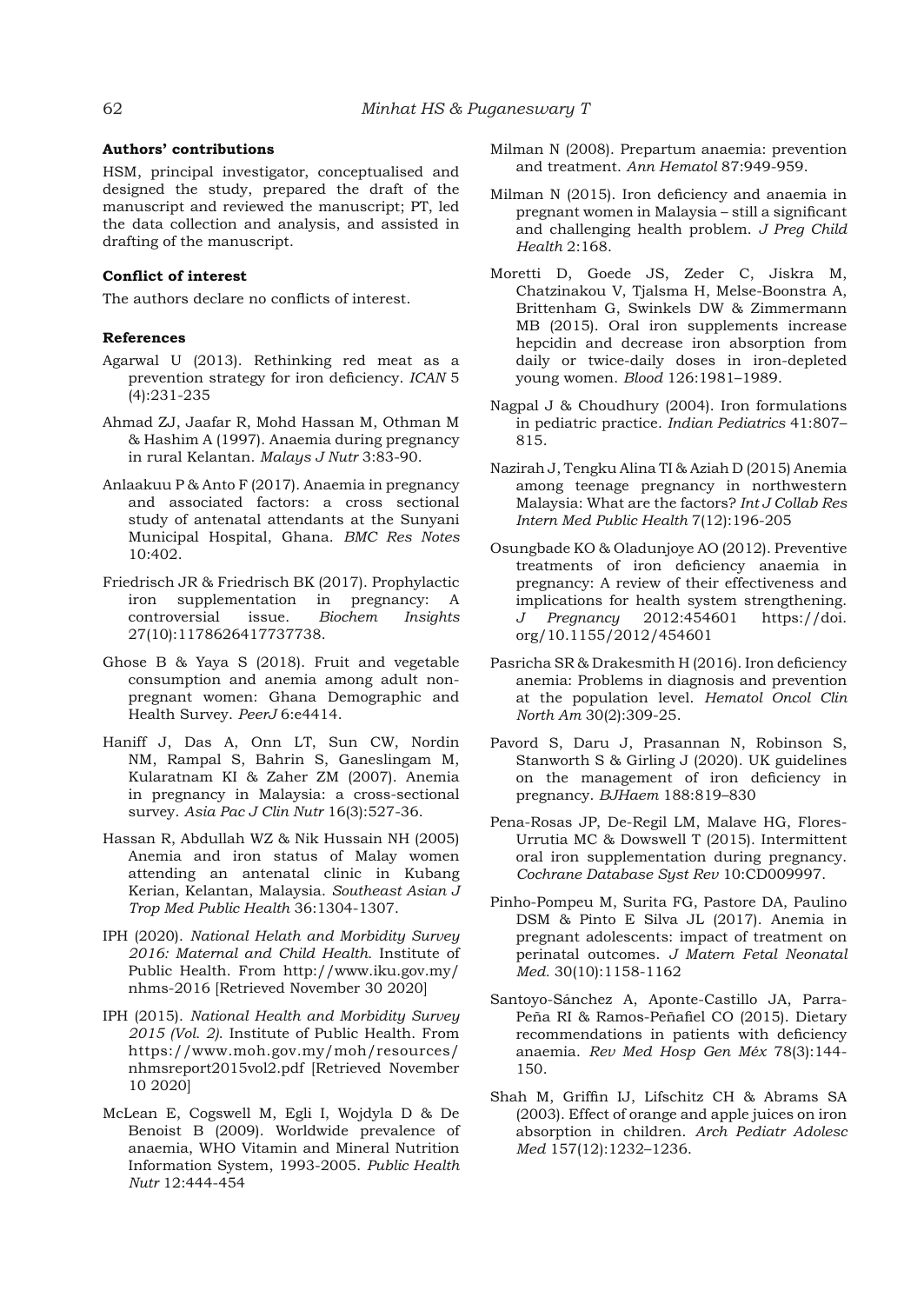### Authors' contributions

HSM, principal investigator, conceptualised and designed the study, prepared the draft of the manuscript and reviewed the manuscript; PT, led the data collection and analysis, and assisted in drafting of the manuscript.

### Conflict of interest

The authors declare no conflicts of interest.

### References

Agarwal U (2013). Rethinking red meat as a prevention strategy for iron deficiency. *ICAN* 5 (4):231-235

Ahmad ZJ, Jaafar R, Mohd Hassan M, Othman M & Hashim A (1997). Anaemia during pregnancy in rural Kelantan. *Malays J Nutr* 3:83-90.

Anlaakuu P & Anto F (2017). Anaemia in pregnancy and associated factors: a cross sectional study of antenatal attendants at the Sunyani Municipal Hospital, Ghana. *BMC Res Notes* 10:402.

Friedrisch JR & Friedrisch BK (2017). Prophylactic iron supplementation in pregnancy: A controversial issue. *Biochem Insights* 27(10):1178626417737738.

Ghose B & Yaya S (2018). Fruit and vegetable consumption and anemia among adult non-pregnant women: Ghana Demographic and Health Survey. *PeerJ* 6:e4414.

Haniff J, Das A, Onn LT, Sun CW, Nordin NM, Rampal S, Bahrin S, Ganeslingam M, Kularatnam KI & Zaher ZM (2007). Anemia in pregnancy in Malaysia: a cross-sectional survey. *Asia Pac J Clin Nutr* 16(3):527-36.

Hassan R, Abdullah WZ & Nik Hussain NH (2005) Anemia and iron status of Malay women attending an antenatal clinic in Kubang Kerian, Kelantan, Malaysia. *Southeast Asian J Trop Med Public Health* 36:1304-1307.

IPH (2020). *National Helath and Morbidity Survey 2016: Maternal and Child Health.* Institute of Public Health. From http://www.iku.gov.my/nhms-2016 [Retrieved November 30 2020]

IPH (2015). *National Health and Morbidity Survey 2015 (Vol. 2)*. Institute of Public Health. From https://www.moh.gov.my/moh/resources/nhmsreport2015vol2.pdf [Retrieved November 10 2020]

McLean E, Cogswell M, Egli I, Wojdyla D & De Benoist B (2009). Worldwide prevalence of anaemia, WHO Vitamin and Mineral Nutrition Information System, 1993-2005. *Public Health Nutr* 12:444-454

Milman N (2008). Prepartum anaemia: prevention and treatment. *Ann Hematol* 87:949-959.

Milman N (2015). Iron deficiency and anaemia in pregnant women in Malaysia – still a significant and challenging health problem. *J Preg Child Health* 2:168.

Moretti D, Goede JS, Zeder C, Jiskra M, Chatzinakou V, Tjalsma H, Melse-Boonstra A, Brittenham G, Swinkels DW & Zimmermann MB (2015). Oral iron supplements increase hepcidin and decrease iron absorption from daily or twice-daily doses in iron-depleted young women. *Blood* 126:1981–1989.

Nagpal J & Choudhury (2004). Iron formulations in pediatric practice. *Indian Pediatrics* 41:807–815.

Nazirah J, Tengku Alina TI & Aziah D (2015) Anemia among teenage pregnancy in northwestern Malaysia: What are the factors? *Int J Collab Res Intern Med Public Health* 7(12):196-205

Osungbade KO & Oladunjoye AO (2012). Preventive treatments of iron deficiency anaemia in pregnancy: A review of their effectiveness and implications for health system strengthening. *J Pregnancy* 2012:454601 https://doi.org/10.1155/2012/454601

Pasricha SR & Drakesmith H (2016). Iron deficiency anemia: Problems in diagnosis and prevention at the population level. *Hematol Oncol Clin North Am* 30(2):309-25.

Pavord S, Daru J, Prasannan N, Robinson S, Stanworth S & Girling J (2020). UK guidelines on the management of iron deficiency in pregnancy. *BJHaem* 188:819–830

Pena-Rosas JP, De-Regil LM, Malave HG, Flores-Urrutia MC & Dowswell T (2015). Intermittent oral iron supplementation during pregnancy. *Cochrane Database Syst Rev* 10:CD009997.

Pinho-Pompeu M, Surita FG, Pastore DA, Paulino DSM & Pinto E Silva JL (2017). Anemia in pregnant adolescents: impact of treatment on perinatal outcomes. *J Matern Fetal Neonatal Med.* 30(10):1158-1162

Santoyo-Sánchez A, Aponte-Castillo JA, Parra-Peña RI & Ramos-Peñafiel CO (2015). Dietary recommendations in patients with deficiency anaemia. *Rev Med Hosp Gen Méx* 78(3):144-150.

Shah M, Griffin IJ, Lifschitz CH & Abrams SA (2003). Effect of orange and apple juices on iron absorption in children. *Arch Pediatr Adolesc Med* 157(12):1232–1236.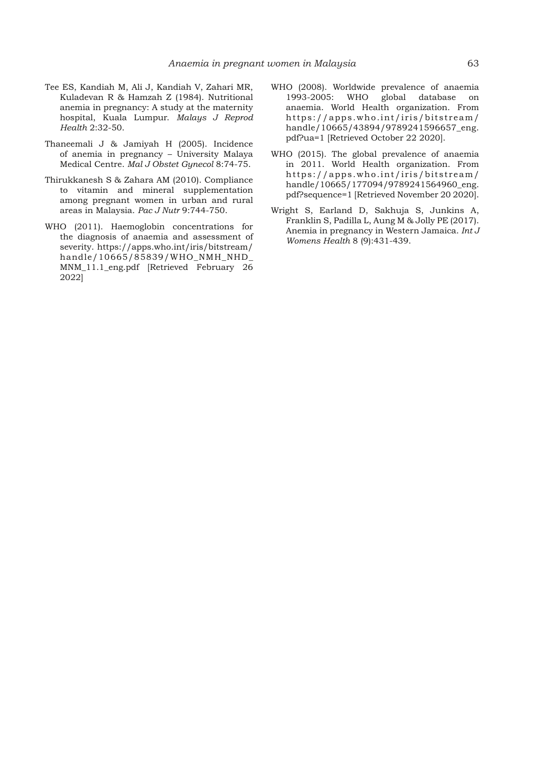Tee ES, Kandiah M, Ali J, Kandiah V, Zahari MR, Kuladevan R & Hamzah Z (1984). Nutritional anemia in pregnancy: A study at the maternity hospital, Kuala Lumpur. *Malays J Reprod Health* 2:32-50.

Thaneemali J & Jamiyah H (2005). Incidence of anemia in pregnancy – University Malaya Medical Centre. *Mal J Obstet Gynecol* 8:74-75.

Thirukkanesh S & Zahara AM (2010). Compliance to vitamin and mineral supplementation among pregnant women in urban and rural areas in Malaysia. *Pac J Nutr* 9:744-750.

WHO (2011). Haemoglobin concentrations for the diagnosis of anaemia and assessment of severity. https://apps.who.int/iris/bitstream/handle/10665/85839/WHO_NMH_NHD_MNM_11.1_eng.pdf [Retrieved February 26 2022]

WHO (2008). Worldwide prevalence of anaemia 1993-2005: WHO global database on anaemia. World Health organization. From https://apps.who.int/iris/bitstream/handle/10665/43894/9789241596657_eng.pdf?ua=1 [Retrieved October 22 2020].

WHO (2015). The global prevalence of anaemia in 2011. World Health organization. From https://apps.who.int/iris/bitstream/handle/10665/177094/9789241564960_eng.pdf?sequence=1 [Retrieved November 20 2020].

Wright S, Earland D, Sakhuja S, Junkins A, Franklin S, Padilla L, Aung M & Jolly PE (2017). Anemia in pregnancy in Western Jamaica. *Int J Womens Health* 8 (9):431-439.